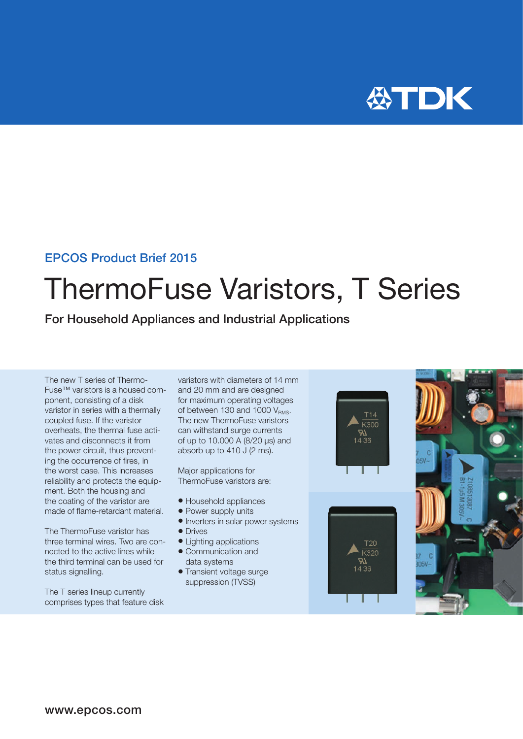EPCOS Product Brief 2015

# ThermoFuse Varistors, T Series

## For Household Appliances and Industrial Applications

The new T series of ThermoFuse™ varistors is a housed component, consisting of a disk varistor in series with a thermally coupled fuse. If the varistor overheats, the thermal fuse activates and disconnects it from the power circuit, thus preventing the occurrence of fires, in the worst case. This increases reliability and protects the equipment. Both the housing and the coating of the varistor are made of flame-retardant material.

The ThermoFuse varistor has three terminal wires. Two are connected to the active lines while the third terminal can be used for status signalling.

The T series lineup currently comprises types that feature disk varistors with diameters of 14 mm and 20 mm and are designed for maximum operating voltages of between 130 and 1000 $V_{RMS}$. The new ThermoFuse varistors can withstand surge currents of up to 10.000 A (8/20 µs) and absorb up to 410 J (2 ms).

Major applications for ThermoFuse varistors are:

- Household appliances
- Power supply units
- Inverters in solar power systems
- Drives
- Lighting applications
- Communication and data systems
- Transient voltage surge suppression (TVSS)

www.epcos.com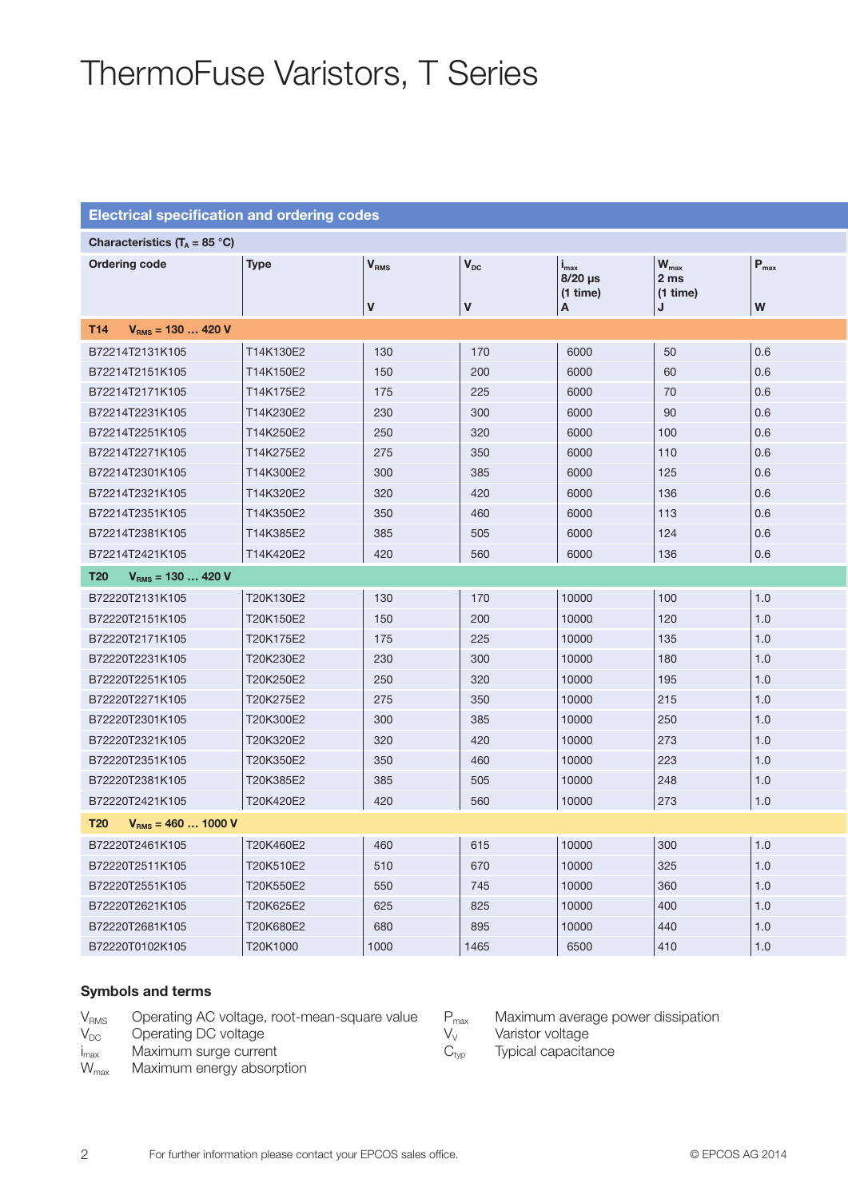# ThermoFuse Varistors, T Series

## Electrical specification and ordering codes

**Characteristics ($T_A$ = 85 °C)**

| Ordering code | Type | $V_{RMS}$ V | $V_{DC}$ V | $i_{max}$ 8/20 µs (1 time) A | $W_{max}$ 2 ms (1 time) J | $P_{max}$ W |
|---|---|---|---|---|---|---|
| **T14 $V_{RMS}$ = 130 … 420 V** | | | | | | |
| B72214T2131K105 | T14K130E2 | 130 | 170 | 6000 | 50 | 0.6 |
| B72214T2151K105 | T14K150E2 | 150 | 200 | 6000 | 60 | 0.6 |
| B72214T2171K105 | T14K175E2 | 175 | 225 | 6000 | 70 | 0.6 |
| B72214T2231K105 | T14K230E2 | 230 | 300 | 6000 | 90 | 0.6 |
| B72214T2251K105 | T14K250E2 | 250 | 320 | 6000 | 100 | 0.6 |
| B72214T2271K105 | T14K275E2 | 275 | 350 | 6000 | 110 | 0.6 |
| B72214T2301K105 | T14K300E2 | 300 | 385 | 6000 | 125 | 0.6 |
| B72214T2321K105 | T14K320E2 | 320 | 420 | 6000 | 136 | 0.6 |
| B72214T2351K105 | T14K350E2 | 350 | 460 | 6000 | 113 | 0.6 |
| B72214T2381K105 | T14K385E2 | 385 | 505 | 6000 | 124 | 0.6 |
| B72214T2421K105 | T14K420E2 | 420 | 560 | 6000 | 136 | 0.6 |
| **T20 $V_{RMS}$ = 130 … 420 V** | | | | | | |
| B72220T2131K105 | T20K130E2 | 130 | 170 | 10000 | 100 | 1.0 |
| B72220T2151K105 | T20K150E2 | 150 | 200 | 10000 | 120 | 1.0 |
| B72220T2171K105 | T20K175E2 | 175 | 225 | 10000 | 135 | 1.0 |
| B72220T2231K105 | T20K230E2 | 230 | 300 | 10000 | 180 | 1.0 |
| B72220T2251K105 | T20K250E2 | 250 | 320 | 10000 | 195 | 1.0 |
| B72220T2271K105 | T20K275E2 | 275 | 350 | 10000 | 215 | 1.0 |
| B72220T2301K105 | T20K300E2 | 300 | 385 | 10000 | 250 | 1.0 |
| B72220T2321K105 | T20K320E2 | 320 | 420 | 10000 | 273 | 1.0 |
| B72220T2351K105 | T20K350E2 | 350 | 460 | 10000 | 223 | 1.0 |
| B72220T2381K105 | T20K385E2 | 385 | 505 | 10000 | 248 | 1.0 |
| B72220T2421K105 | T20K420E2 | 420 | 560 | 10000 | 273 | 1.0 |
| **T20 $V_{RMS}$ = 460 … 1000 V** | | | | | | |
| B72220T2461K105 | T20K460E2 | 460 | 615 | 10000 | 300 | 1.0 |
| B72220T2511K105 | T20K510E2 | 510 | 670 | 10000 | 325 | 1.0 |
| B72220T2551K105 | T20K550E2 | 550 | 745 | 10000 | 360 | 1.0 |
| B72220T2621K105 | T20K625E2 | 625 | 825 | 10000 | 400 | 1.0 |
| B72220T2681K105 | T20K680E2 | 680 | 895 | 10000 | 440 | 1.0 |
| B72220T0102K105 | T20K1000 | 1000 | 1465 | 6500 | 410 | 1.0 |

### Symbols and terms

$V_{RMS}$ Operating AC voltage, root-mean-square value
$V_{DC}$ Operating DC voltage
$i_{max}$ Maximum surge current
$W_{max}$ Maximum energy absorption
$P_{max}$ Maximum average power dissipation
$V_V$ Varistor voltage
$C_{typ}$ Typical capacitance

For further information please contact your EPCOS sales office.

© EPCOS AG 2014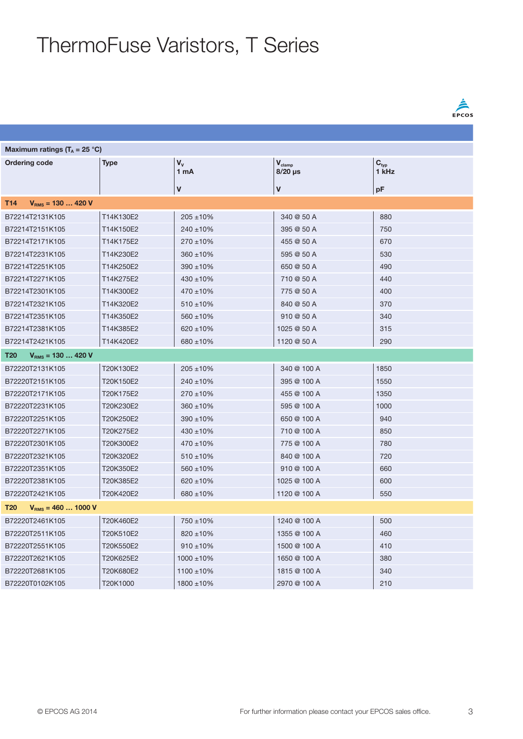# ThermoFuse Varistors, T Series

| Maximum ratings ($T_A$ = 25 °C) | | | | |
|---|---|---|---|---|
| Ordering code | Type | $V_V$ 1 mA | $V_{clamp}$ 8/20 µs | $C_{typ}$ 1 kHz |
| | | V | V | pF |
| **T14 $V_{RMS}$ = 130 … 420 V** | | | | |
| B72214T2131K105 | T14K130E2 | 205 ±10% | 340 @ 50 A | 880 |
| B72214T2151K105 | T14K150E2 | 240 ±10% | 395 @ 50 A | 750 |
| B72214T2171K105 | T14K175E2 | 270 ±10% | 455 @ 50 A | 670 |
| B72214T2231K105 | T14K230E2 | 360 ±10% | 595 @ 50 A | 530 |
| B72214T2251K105 | T14K250E2 | 390 ±10% | 650 @ 50 A | 490 |
| B72214T2271K105 | T14K275E2 | 430 ±10% | 710 @ 50 A | 440 |
| B72214T2301K105 | T14K300E2 | 470 ±10% | 775 @ 50 A | 400 |
| B72214T2321K105 | T14K320E2 | 510 ±10% | 840 @ 50 A | 370 |
| B72214T2351K105 | T14K350E2 | 560 ±10% | 910 @ 50 A | 340 |
| B72214T2381K105 | T14K385E2 | 620 ±10% | 1025 @ 50 A | 315 |
| B72214T2421K105 | T14K420E2 | 680 ±10% | 1120 @ 50 A | 290 |
| **T20 $V_{RMS}$ = 130 … 420 V** | | | | |
| B72220T2131K105 | T20K130E2 | 205 ±10% | 340 @ 100 A | 1850 |
| B72220T2151K105 | T20K150E2 | 240 ±10% | 395 @ 100 A | 1550 |
| B72220T2171K105 | T20K175E2 | 270 ±10% | 455 @ 100 A | 1350 |
| B72220T2231K105 | T20K230E2 | 360 ±10% | 595 @ 100 A | 1000 |
| B72220T2251K105 | T20K250E2 | 390 ±10% | 650 @ 100 A | 940 |
| B72220T2271K105 | T20K275E2 | 430 ±10% | 710 @ 100 A | 850 |
| B72220T2301K105 | T20K300E2 | 470 ±10% | 775 @ 100 A | 780 |
| B72220T2321K105 | T20K320E2 | 510 ±10% | 840 @ 100 A | 720 |
| B72220T2351K105 | T20K350E2 | 560 ±10% | 910 @ 100 A | 660 |
| B72220T2381K105 | T20K385E2 | 620 ±10% | 1025 @ 100 A | 600 |
| B72220T2421K105 | T20K420E2 | 680 ±10% | 1120 @ 100 A | 550 |
| **T20 $V_{RMS}$ = 460 … 1000 V** | | | | |
| B72220T2461K105 | T20K460E2 | 750 ±10% | 1240 @ 100 A | 500 |
| B72220T2511K105 | T20K510E2 | 820 ±10% | 1355 @ 100 A | 460 |
| B72220T2551K105 | T20K550E2 | 910 ±10% | 1500 @ 100 A | 410 |
| B72220T2621K105 | T20K625E2 | 1000 ±10% | 1650 @ 100 A | 380 |
| B72220T2681K105 | T20K680E2 | 1100 ±10% | 1815 @ 100 A | 340 |
| B72220T0102K105 | T20K1000 | 1800 ±10% | 2970 @ 100 A | 210 |

© EPCOS AG 2014

For further information please contact your EPCOS sales office.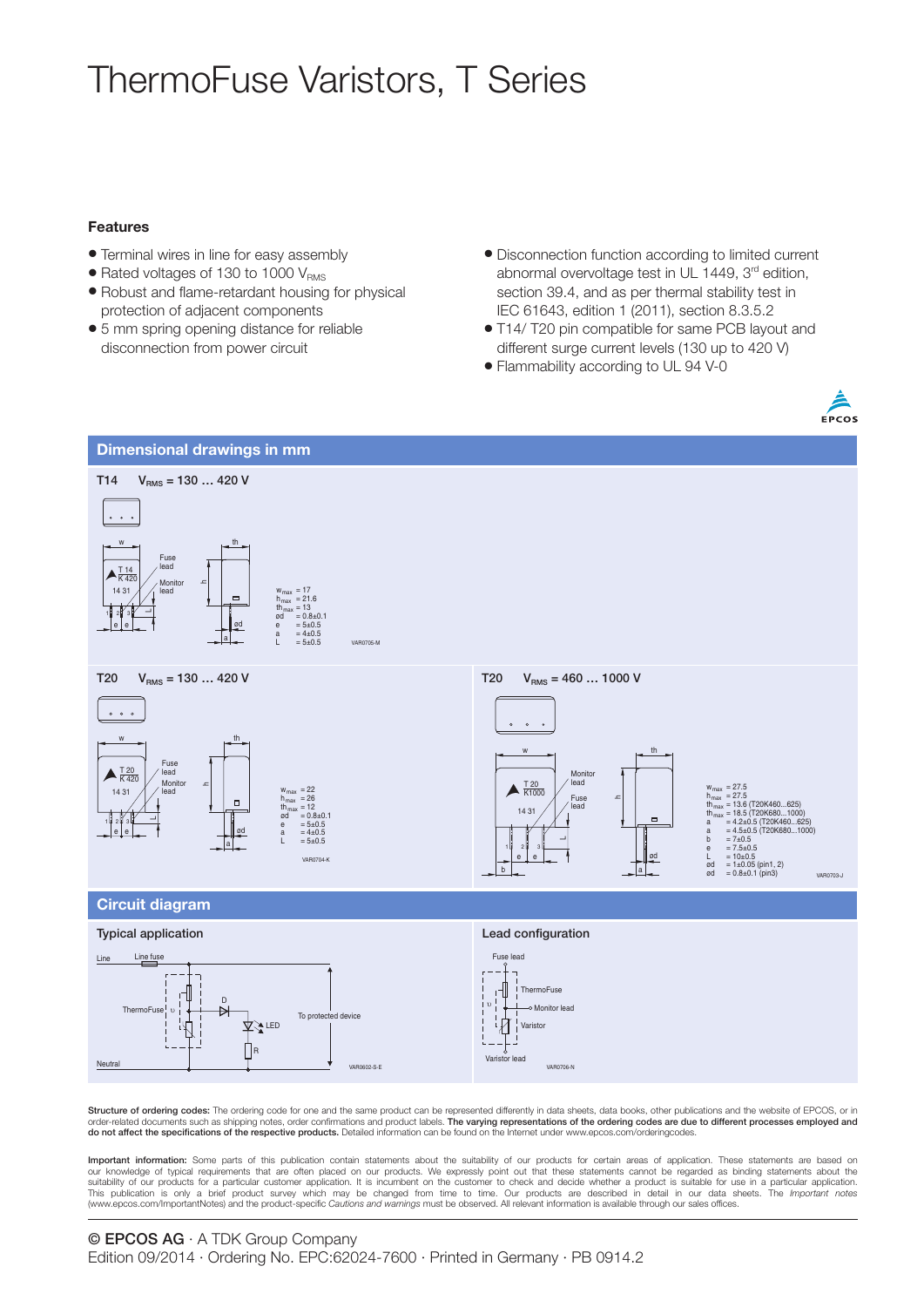# ThermoFuse Varistors, T Series

### Features

- Terminal wires in line for easy assembly
- Rated voltages of 130 to 1000 $V_{RMS}$
- Robust and flame-retardant housing for physical protection of adjacent components
- 5 mm spring opening distance for reliable disconnection from power circuit
- Disconnection function according to limited current abnormal overvoltage test in UL 1449, 3rd edition, section 39.4, and as per thermal stability test in IEC 61643, edition 1 (2011), section 8.3.5.2
- T14/ T20 pin compatible for same PCB layout and different surge current levels (130 up to 420 V)
- Flammability according to UL 94 V-0

EPCOS

## Dimensional drawings in mm

### T14 $V_{RMS}$ = 130 … 420 V

T 14
K 420
14 31
Fuse lead
Monitor lead
w
h
th
e e
ød
a
L

$w_{max}$ = 17
$h_{max}$ = 21.6
$th_{max}$ = 13
ød = 0.8±0.1
e = 5±0.5
a = 4±0.5
L = 5±0.5

VAR0705-M

### T20 $V_{RMS}$ = 130 … 420 V

T 20
K 420
14 31
Fuse lead
Monitor lead
w
h
th
e e
ød
a
L

$w_{max}$ = 22
$h_{max}$ = 26
$th_{max}$ = 12
ød = 0.8±0.1
e = 5±0.5
a = 4±0.5
L = 5±0.5

VAR0704-K

### T20 $V_{RMS}$ = 460 … 1000 V

T 20
K1000
14 31
Monitor lead
Fuse lead
w
h
th
e e
b
ød
a
L

$w_{max}$ = 27.5
$h_{max}$ = 27.5
$th_{max}$ = 13.6 (T20K460...625)
$th_{max}$ = 18.5 (T20K680...1000)
a = 4.2±0.5 (T20K460...625)
a = 4.5±0.5 (T20K680...1000)
b = 7±0.5
e = 7.5±0.5
L = 10±0.5
ød = 1±0.05 (pin1, 2)
ød = 0.8±0.1 (pin3)

VAR0703-J

## Circuit diagram

### Typical application

Line
Line fuse
ThermoFuse
D
LED
R
To protected device
Neutral

VAR0602-S-E

### Lead configuration

Fuse lead
ThermoFuse
Monitor lead
Varistor
Varistor lead

VAR0706-N

**Structure of ordering codes:** The ordering code for one and the same product can be represented differently in data sheets, data books, other publications and the website of EPCOS, or in order-related documents such as shipping notes, order confirmations and product labels. **The varying representations of the ordering codes are due to different processes employed and do not affect the specifications of the respective products.** Detailed information can be found on the Internet under www.epcos.com/orderingcodes.

**Important information:** Some parts of this publication contain statements about the suitability of our products for certain areas of application. These statements are based on our knowledge of typical requirements that are often placed on our products. We expressly point out that these statements cannot be regarded as binding statements about the suitability of our products for a particular customer application. It is incumbent on the customer to check and decide whether a product is suitable for use in a particular application. This publication is only a brief product survey which may be changed from time to time. Our products are described in detail in our data sheets. The *Important notes* (www.epcos.com/ImportantNotes) and the product-specific *Cautions and warnings* must be observed. All relevant information is available through our sales offices.

© **EPCOS AG** · A TDK Group Company
Edition 09/2014 · Ordering No. EPC:62024-7600 · Printed in Germany · PB 0914.2